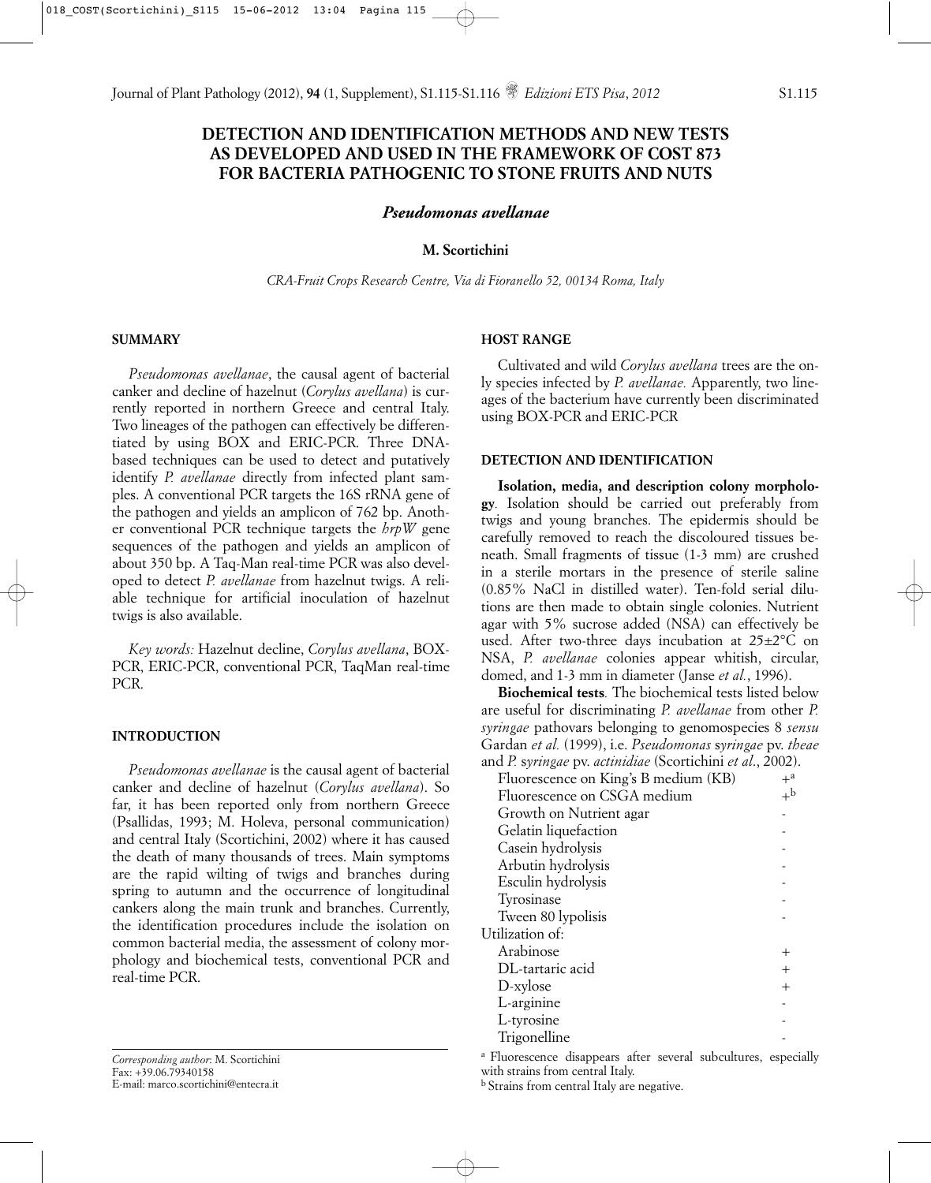# DETECTION AND IDENTIFICATION METHODS AND NEW TESTS AS DEVELOPED AND USED IN THE FRAMEWORK OF COST 873 FOR BACTERIA PATHOGENIC TO STONE FRUITS AND NUTS

## *Pseudomonas avellanae*

**M. Scortichini**

*CRA-Fruit Crops Research Centre, Via di Fioranello 52, 00134 Roma, Italy*

### SUMMARY

*Pseudomonas avellanae*, the causal agent of bacterial canker and decline of hazelnut (*Corylus avellana*) is currently reported in northern Greece and central Italy. Two lineages of the pathogen can effectively be differentiated by using BOX and ERIC-PCR. Three DNA-based techniques can be used to detect and putatively identify *P. avellanae* directly from infected plant samples. A conventional PCR targets the 16S rRNA gene of the pathogen and yields an amplicon of 762 bp. Another conventional PCR technique targets the *hrpW* gene sequences of the pathogen and yields an amplicon of about 350 bp. A Taq-Man real-time PCR was also developed to detect *P. avellanae* from hazelnut twigs. A reliable technique for artificial inoculation of hazelnut twigs is also available.

*Key words:* Hazelnut decline, *Corylus avellana*, BOX-PCR, ERIC-PCR, conventional PCR, TaqMan real-time PCR.

### INTRODUCTION

*Pseudomonas avellanae* is the causal agent of bacterial canker and decline of hazelnut (*Corylus avellana*). So far, it has been reported only from northern Greece (Psallidas, 1993; M. Holeva, personal communication) and central Italy (Scortichini, 2002) where it has caused the death of many thousands of trees. Main symptoms are the rapid wilting of twigs and branches during spring to autumn and the occurrence of longitudinal cankers along the main trunk and branches. Currently, the identification procedures include the isolation on common bacterial media, the assessment of colony morphology and biochemical tests, conventional PCR and real-time PCR.

*Corresponding author*: M. Scortichini
Fax: +39.06.79340158
E-mail: marco.scortichini@entecra.it

### HOST RANGE

Cultivated and wild *Corylus avellana* trees are the only species infected by *P. avellanae.* Apparently, two lineages of the bacterium have currently been discriminated using BOX-PCR and ERIC-PCR

### DETECTION AND IDENTIFICATION

**Isolation, media, and description colony morphology**. Isolation should be carried out preferably from twigs and young branches. The epidermis should be carefully removed to reach the discoloured tissues beneath. Small fragments of tissue (1-3 mm) are crushed in a sterile mortars in the presence of sterile saline (0.85% NaCl in distilled water). Ten-fold serial dilutions are then made to obtain single colonies. Nutrient agar with 5% sucrose added (NSA) can effectively be used. After two-three days incubation at 25±2°C on NSA, *P. avellanae* colonies appear whitish, circular, domed, and 1-3 mm in diameter (Janse *et al.*, 1996).

**Biochemical tests**. The biochemical tests listed below are useful for discriminating *P. avellanae* from other *P. syringae* pathovars belonging to genomospecies 8 *sensu* Gardan *et al.* (1999), i.e. *Pseudomonas syringae* pv. *theae* and *P. syringae* pv. *actinidiae* (Scortichini *et al.*, 2002).

| Test | Result |
|---|---|
| Fluorescence on King's B medium (KB) | +[a] |
| Fluorescence on CSGA medium | +[b] |
| Growth on Nutrient agar | - |
| Gelatin liquefaction | - |
| Casein hydrolysis | - |
| Arbutin hydrolysis | - |
| Esculin hydrolysis | - |
| Tyrosinase | - |
| Tween 80 lypolisis | - |
| Utilization of: | |
| Arabinose | + |
| DL-tartaric acid | + |
| D-xylose | + |
| L-arginine | - |
| L-tyrosine | - |
| Trigonelline | - |

[a] Fluorescence disappears after several subcultures, especially with strains from central Italy.

[b] Strains from central Italy are negative.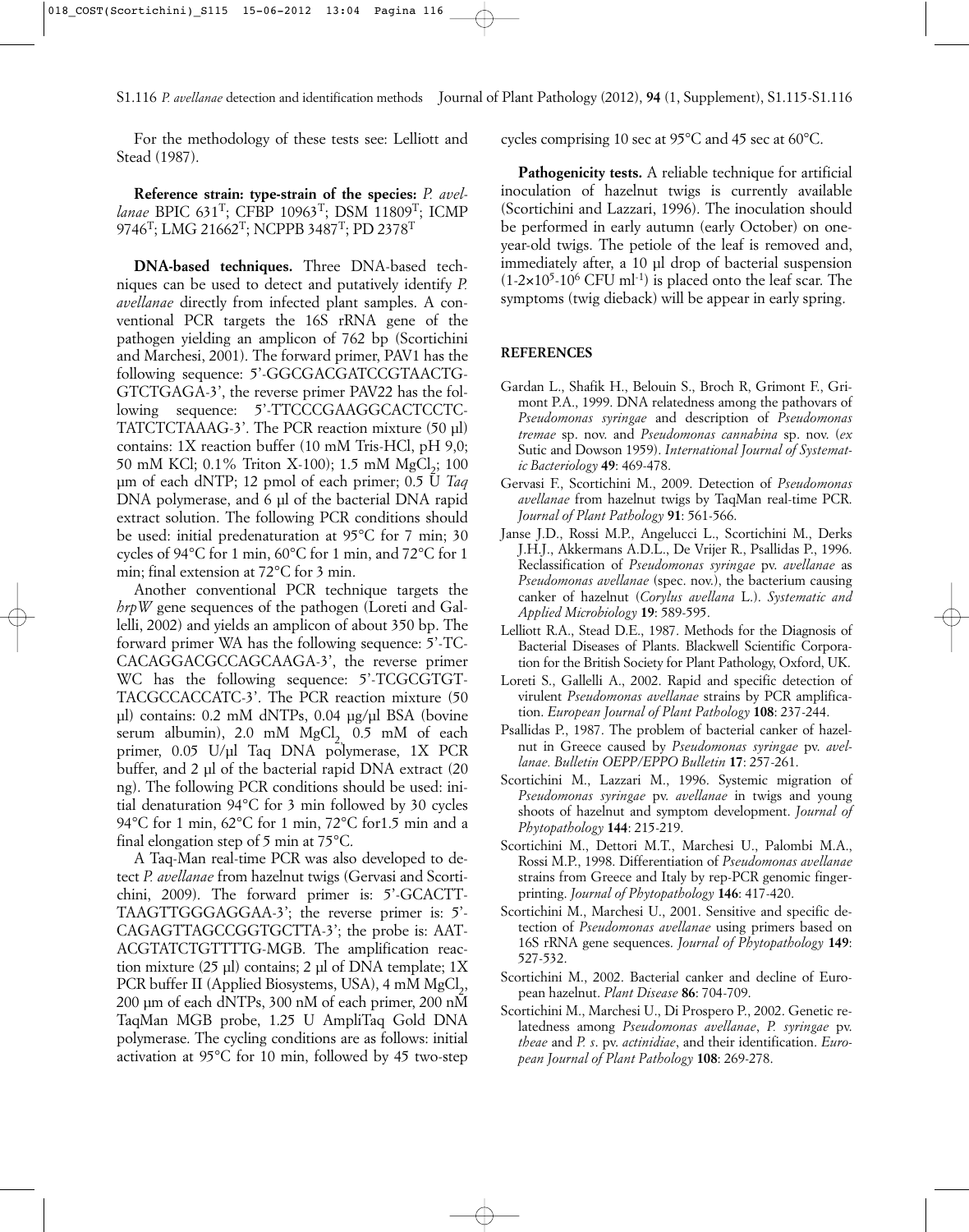For the methodology of these tests see: Lelliott and Stead (1987).

**Reference strain: type-strain of the species:** *P. avellanae* BPIC 631$^T$; CFBP 10963$^T$; DSM 11809$^T$; ICMP 9746$^T$; LMG 21662$^T$; NCPPB 3487$^T$; PD 2378$^T$

**DNA-based techniques.** Three DNA-based techniques can be used to detect and putatively identify *P. avellanae* directly from infected plant samples. A conventional PCR targets the 16S rRNA gene of the pathogen yielding an amplicon of 762 bp (Scortichini and Marchesi, 2001). The forward primer, PAV1 has the following sequence: 5'-GGCGACGATCCGTAACTG-GTCTGAGA-3', the reverse primer PAV22 has the following sequence: 5'-TTCCCGAAGGCACTCCTC-TATCTCTAAAG-3'. The PCR reaction mixture (50 µl) contains: 1X reaction buffer (10 mM Tris-HCl, pH 9,0; 50 mM KCl; 0.1% Triton X-100); 1.5 mM $MgCl_2$; 100 µm of each dNTP; 12 pmol of each primer; 0.5 U *Taq* DNA polymerase, and 6 µl of the bacterial DNA rapid extract solution. The following PCR conditions should be used: initial predenaturation at 95°C for 7 min; 30 cycles of 94°C for 1 min, 60°C for 1 min, and 72°C for 1 min; final extension at 72°C for 3 min.

Another conventional PCR technique targets the *hrpW* gene sequences of the pathogen (Loreti and Gallelli, 2002) and yields an amplicon of about 350 bp. The forward primer WA has the following sequence: 5'-TC-CACAGGACGCCAGCAAGA-3', the reverse primer WC has the following sequence: 5'-TCGCGTGT-TACGCCACCATC-3'. The PCR reaction mixture (50 µl) contains: 0.2 mM dNTPs, 0.04 µg/µl BSA (bovine serum albumin), 2.0 mM $MgCl_2$ 0.5 mM of each primer, 0.05 U/µl Taq DNA polymerase, 1X PCR buffer, and 2 µl of the bacterial rapid DNA extract (20 ng). The following PCR conditions should be used: initial denaturation 94°C for 3 min followed by 30 cycles 94°C for 1 min, 62°C for 1 min, 72°C for1.5 min and a final elongation step of 5 min at 75°C.

A Taq-Man real-time PCR was also developed to detect *P. avellanae* from hazelnut twigs (Gervasi and Scortichini, 2009). The forward primer is: 5'-GCACTT-TAAGTTGGGAGGAA-3'; the reverse primer is: 5'-CAGAGTTAGCCGGTGCTTA-3'; the probe is: AAT-ACGTATCTGTTTTG-MGB. The amplification reaction mixture (25 µl) contains; 2 µl of DNA template; 1X PCR buffer II (Applied Biosystems, USA), 4 mM $MgCl_2$, 200 µm of each dNTPs, 300 nM of each primer, 200 nM TaqMan MGB probe, 1.25 U AmpliTaq Gold DNA polymerase. The cycling conditions are as follows: initial activation at 95°C for 10 min, followed by 45 two-step cycles comprising 10 sec at 95°C and 45 sec at 60°C.

**Pathogenicity tests.** A reliable technique for artificial inoculation of hazelnut twigs is currently available (Scortichini and Lazzari, 1996). The inoculation should be performed in early autumn (early October) on one-year-old twigs. The petiole of the leaf is removed and, immediately after, a 10 µl drop of bacterial suspension ($1\text{-}2{\times}10^5\text{-}10^6$ CFU $ml^{-1}$) is placed onto the leaf scar. The symptoms (twig dieback) will be appear in early spring.

## REFERENCES

Gardan L., Shafik H., Belouin S., Broch R, Grimont F., Grimont P.A., 1999. DNA relatedness among the pathovars of *Pseudomonas syringae* and description of *Pseudomonas tremae* sp. nov. and *Pseudomonas cannabina* sp. nov. (*ex* Sutic and Dowson 1959). *International Journal of Systematic Bacteriology* **49**: 469-478.

Gervasi F., Scortichini M., 2009. Detection of *Pseudomonas avellanae* from hazelnut twigs by TaqMan real-time PCR. *Journal of Plant Pathology* **91**: 561-566.

Janse J.D., Rossi M.P., Angelucci L., Scortichini M., Derks J.H.J., Akkermans A.D.L., De Vrijer R., Psallidas P., 1996. Reclassification of *Pseudomonas syringae* pv. *avellanae* as *Pseudomonas avellanae* (spec. nov.), the bacterium causing canker of hazelnut (*Corylus avellana* L.). *Systematic and Applied Microbiology* **19**: 589-595.

Lelliott R.A., Stead D.E., 1987. Methods for the Diagnosis of Bacterial Diseases of Plants. Blackwell Scientific Corporation for the British Society for Plant Pathology, Oxford, UK.

Loreti S., Gallelli A., 2002. Rapid and specific detection of virulent *Pseudomonas avellanae* strains by PCR amplification. *European Journal of Plant Pathology* **108**: 237-244.

Psallidas P., 1987. The problem of bacterial canker of hazelnut in Greece caused by *Pseudomonas syringae* pv. *avellanae. Bulletin OEPP/EPPO Bulletin* **17**: 257-261.

Scortichini M., Lazzari M., 1996. Systemic migration of *Pseudomonas syringae* pv. *avellanae* in twigs and young shoots of hazelnut and symptom development. *Journal of Phytopathology* **144**: 215-219.

Scortichini M., Dettori M.T., Marchesi U., Palombi M.A., Rossi M.P., 1998. Differentiation of *Pseudomonas avellanae* strains from Greece and Italy by rep-PCR genomic fingerprinting. *Journal of Phytopathology* **146**: 417-420.

Scortichini M., Marchesi U., 2001. Sensitive and specific detection of *Pseudomonas avellanae* using primers based on 16S rRNA gene sequences. *Journal of Phytopathology* **149**: 527-532.

Scortichini M., 2002. Bacterial canker and decline of European hazelnut. *Plant Disease* **86**: 704-709.

Scortichini M., Marchesi U., Di Prospero P., 2002. Genetic relatedness among *Pseudomonas avellanae*, *P. syringae* pv. *theae* and *P. s.* pv. *actinidiae*, and their identification. *European Journal of Plant Pathology* **108**: 269-278.